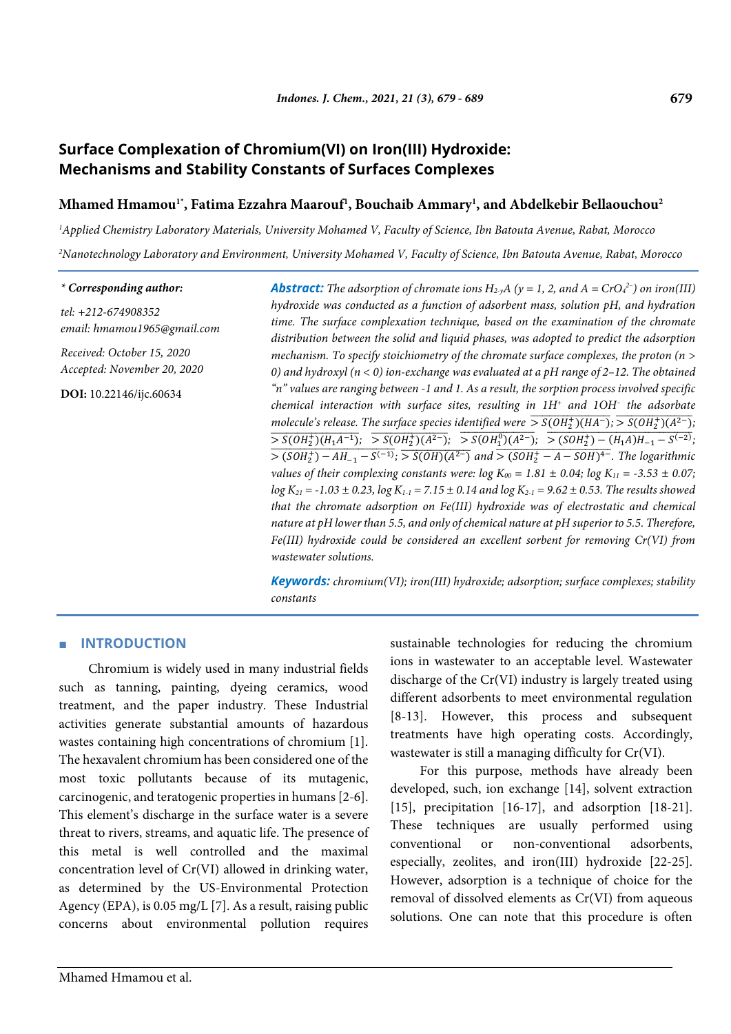# Surface Complexation of Chromium(VI) on Iron(III) Hydroxide: Mechanisms and Stability Constants of Surfaces Complexes

**Mhamed Hmamou[1*], Fatima Ezzahra Maarouf[1], Bouchaib Ammary[1], and Abdelkebir Bellaouchou[2]**

[1] *Applied Chemistry Laboratory Materials, University Mohamed V, Faculty of Science, Ibn Batouta Avenue, Rabat, Morocco*

[2] *Nanotechnology Laboratory and Environment, University Mohamed V, Faculty of Science, Ibn Batouta Avenue, Rabat, Morocco*

***\* Corresponding author:***

*tel: +212-674908352*

*email: hmamou1965@gmail.com*

*Received: October 15, 2020*

*Accepted: November 20, 2020*

**DOI:** 10.22146/ijc.60634

**Abstract:** *The adsorption of chromate ions $H_{2-y}A$ ($y$ = 1, 2, and $A = CrO_4^{2-}$) on iron(III) hydroxide was conducted as a function of adsorbent mass, solution pH, and hydration time. The surface complexation technique, based on the examination of the chromate distribution between the solid and liquid phases, was adopted to predict the adsorption mechanism. To specify stoichiometry of the chromate surface complexes, the proton ($n > 0$) and hydroxyl ($n < 0$) ion-exchange was evaluated at a pH range of 2–12. The obtained "n" values are ranging between -1 and 1. As a result, the sorption process involved specific chemical interaction with surface sites, resulting in 1H⁺ and 1OH⁻ the adsorbate molecule's release. The surface species identified were $\overline{>S(OH_2^+)(HA^-)}$; $\overline{>S(OH_2^+)(A^{2-})}$; $\overline{>S(OH_2^+)(H_1A^{-1})}$; $\overline{>S(OH_2^+)(A^{2-})}$; $\overline{>S(OH_1^0)(A^{2-})}$; $\overline{>(SOH_2^+)-(H_1A)H_{-1}-S^{(-2)}}$; $\overline{>(SOH_2^+)-AH_{-1}-S^{(-1)}}$; $\overline{>S(OH)(A^{2-})}$ and $\overline{>(SOH_2^+-A-SOH)^{4-}}$. The logarithmic values of their complexing constants were: log $K_{00}$ = 1.81 ± 0.04; log $K_{11}$ = -3.53 ± 0.07; log $K_{21}$ = -1.03 ± 0.23, log $K_{1\text{-}1}$ = 7.15 ± 0.14 and log $K_{2\text{-}1}$ = 9.62 ± 0.53. The results showed that the chromate adsorption on Fe(III) hydroxide was of electrostatic and chemical nature at pH lower than 5.5, and only of chemical nature at pH superior to 5.5. Therefore, Fe(III) hydroxide could be considered an excellent sorbent for removing Cr(VI) from wastewater solutions.*

**Keywords:** *chromium(VI); iron(III) hydroxide; adsorption; surface complexes; stability constants*

## INTRODUCTION

Chromium is widely used in many industrial fields such as tanning, painting, dyeing ceramics, wood treatment, and the paper industry. These Industrial activities generate substantial amounts of hazardous wastes containing high concentrations of chromium [1]. The hexavalent chromium has been considered one of the most toxic pollutants because of its mutagenic, carcinogenic, and teratogenic properties in humans [2-6]. This element's discharge in the surface water is a severe threat to rivers, streams, and aquatic life. The presence of this metal is well controlled and the maximal concentration level of Cr(VI) allowed in drinking water, as determined by the US-Environmental Protection Agency (EPA), is 0.05 mg/L [7]. As a result, raising public concerns about environmental pollution requires sustainable technologies for reducing the chromium ions in wastewater to an acceptable level. Wastewater discharge of the Cr(VI) industry is largely treated using different adsorbents to meet environmental regulation [8-13]. However, this process and subsequent treatments have high operating costs. Accordingly, wastewater is still a managing difficulty for Cr(VI).

For this purpose, methods have already been developed, such, ion exchange [14], solvent extraction [15], precipitation [16-17], and adsorption [18-21]. These techniques are usually performed using conventional or non-conventional adsorbents, especially, zeolites, and iron(III) hydroxide [22-25]. However, adsorption is a technique of choice for the removal of dissolved elements as Cr(VI) from aqueous solutions. One can note that this procedure is often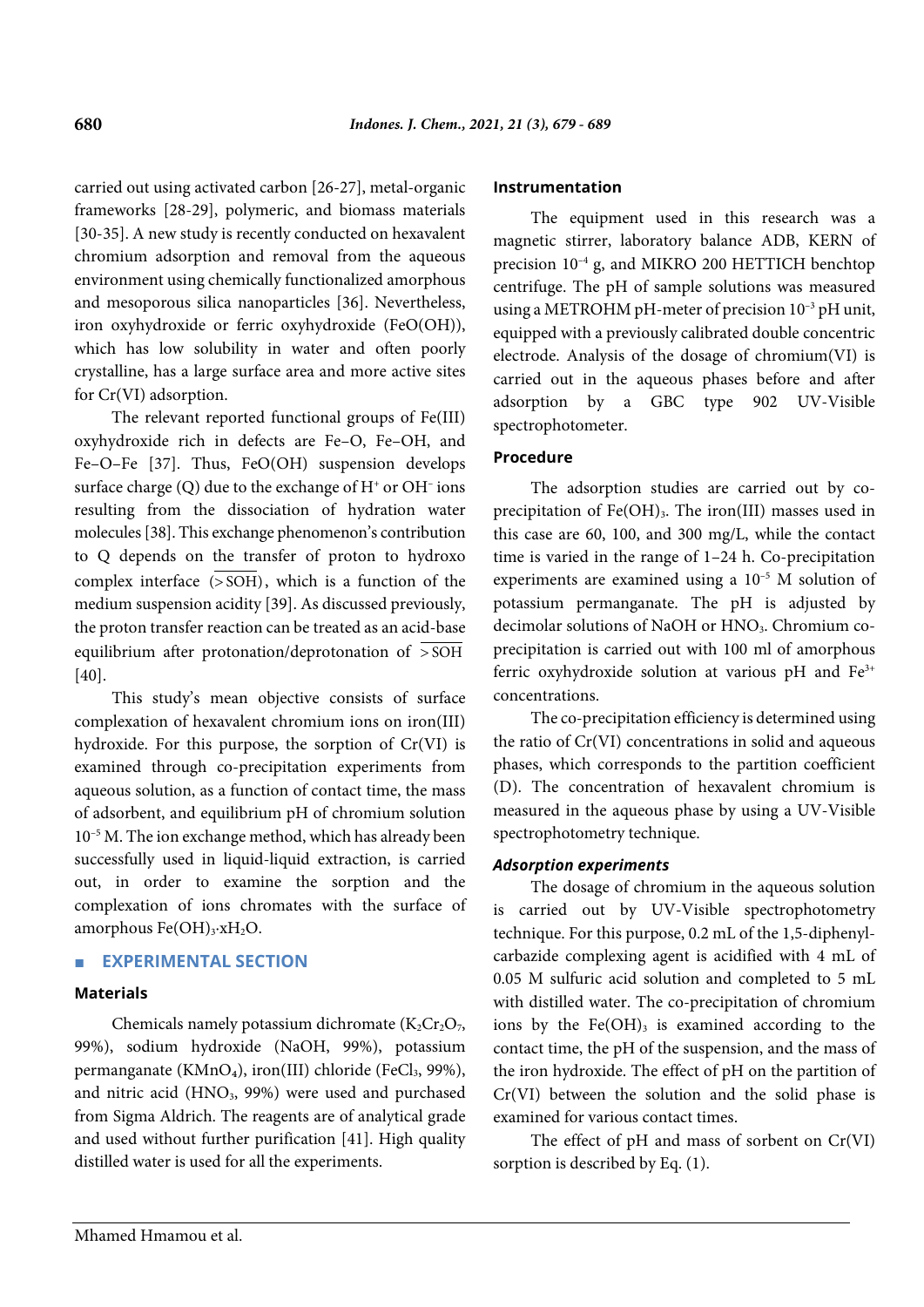carried out using activated carbon [26-27], metal-organic frameworks [28-29], polymeric, and biomass materials [30-35]. A new study is recently conducted on hexavalent chromium adsorption and removal from the aqueous environment using chemically functionalized amorphous and mesoporous silica nanoparticles [36]. Nevertheless, iron oxyhydroxide or ferric oxyhydroxide (FeO(OH)), which has low solubility in water and often poorly crystalline, has a large surface area and more active sites for Cr(VI) adsorption.

The relevant reported functional groups of Fe(III) oxyhydroxide rich in defects are Fe–O, Fe–OH, and Fe–O–Fe [37]. Thus, FeO(OH) suspension develops surface charge (Q) due to the exchange of $H^+$ or $OH^-$ ions resulting from the dissociation of hydration water molecules [38]. This exchange phenomenon's contribution to Q depends on the transfer of proton to hydroxo complex interface $(\overline{>SOH})$, which is a function of the medium suspension acidity [39]. As discussed previously, the proton transfer reaction can be treated as an acid-base equilibrium after protonation/deprotonation of $\overline{>SOH}$ [40].

This study's mean objective consists of surface complexation of hexavalent chromium ions on iron(III) hydroxide. For this purpose, the sorption of Cr(VI) is examined through co-precipitation experiments from aqueous solution, as a function of contact time, the mass of adsorbent, and equilibrium pH of chromium solution $10^{-5}$ M. The ion exchange method, which has already been successfully used in liquid-liquid extraction, is carried out, in order to examine the sorption and the complexation of ions chromates with the surface of amorphous $Fe(OH)_3 \cdot xH_2O$.

## EXPERIMENTAL SECTION

### Materials

Chemicals namely potassium dichromate ($K_2Cr_2O_7$, 99%), sodium hydroxide (NaOH, 99%), potassium permanganate ($KMnO_4$), iron(III) chloride ($FeCl_3$, 99%), and nitric acid ($HNO_3$, 99%) were used and purchased from Sigma Aldrich. The reagents are of analytical grade and used without further purification [41]. High quality distilled water is used for all the experiments.

### Instrumentation

The equipment used in this research was a magnetic stirrer, laboratory balance ADB, KERN of precision $10^{-4}$ g, and MIKRO 200 HETTICH benchtop centrifuge. The pH of sample solutions was measured using a METROHM pH-meter of precision $10^{-3}$ pH unit, equipped with a previously calibrated double concentric electrode. Analysis of the dosage of chromium(VI) is carried out in the aqueous phases before and after adsorption by a GBC type 902 UV-Visible spectrophotometer.

### Procedure

The adsorption studies are carried out by co-precipitation of $Fe(OH)_3$. The iron(III) masses used in this case are 60, 100, and 300 mg/L, while the contact time is varied in the range of 1–24 h. Co-precipitation experiments are examined using a $10^{-5}$ M solution of potassium permanganate. The pH is adjusted by decimolar solutions of NaOH or $HNO_3$. Chromium co-precipitation is carried out with 100 ml of amorphous ferric oxyhydroxide solution at various pH and $Fe^{3+}$ concentrations.

The co-precipitation efficiency is determined using the ratio of Cr(VI) concentrations in solid and aqueous phases, which corresponds to the partition coefficient (D). The concentration of hexavalent chromium is measured in the aqueous phase by using a UV-Visible spectrophotometry technique.

#### *Adsorption experiments*

The dosage of chromium in the aqueous solution is carried out by UV-Visible spectrophotometry technique. For this purpose, 0.2 mL of the 1,5-diphenyl-carbazide complexing agent is acidified with 4 mL of 0.05 M sulfuric acid solution and completed to 5 mL with distilled water. The co-precipitation of chromium ions by the $Fe(OH)_3$ is examined according to the contact time, the pH of the suspension, and the mass of the iron hydroxide. The effect of pH on the partition of Cr(VI) between the solution and the solid phase is examined for various contact times.

The effect of pH and mass of sorbent on Cr(VI) sorption is described by Eq. (1).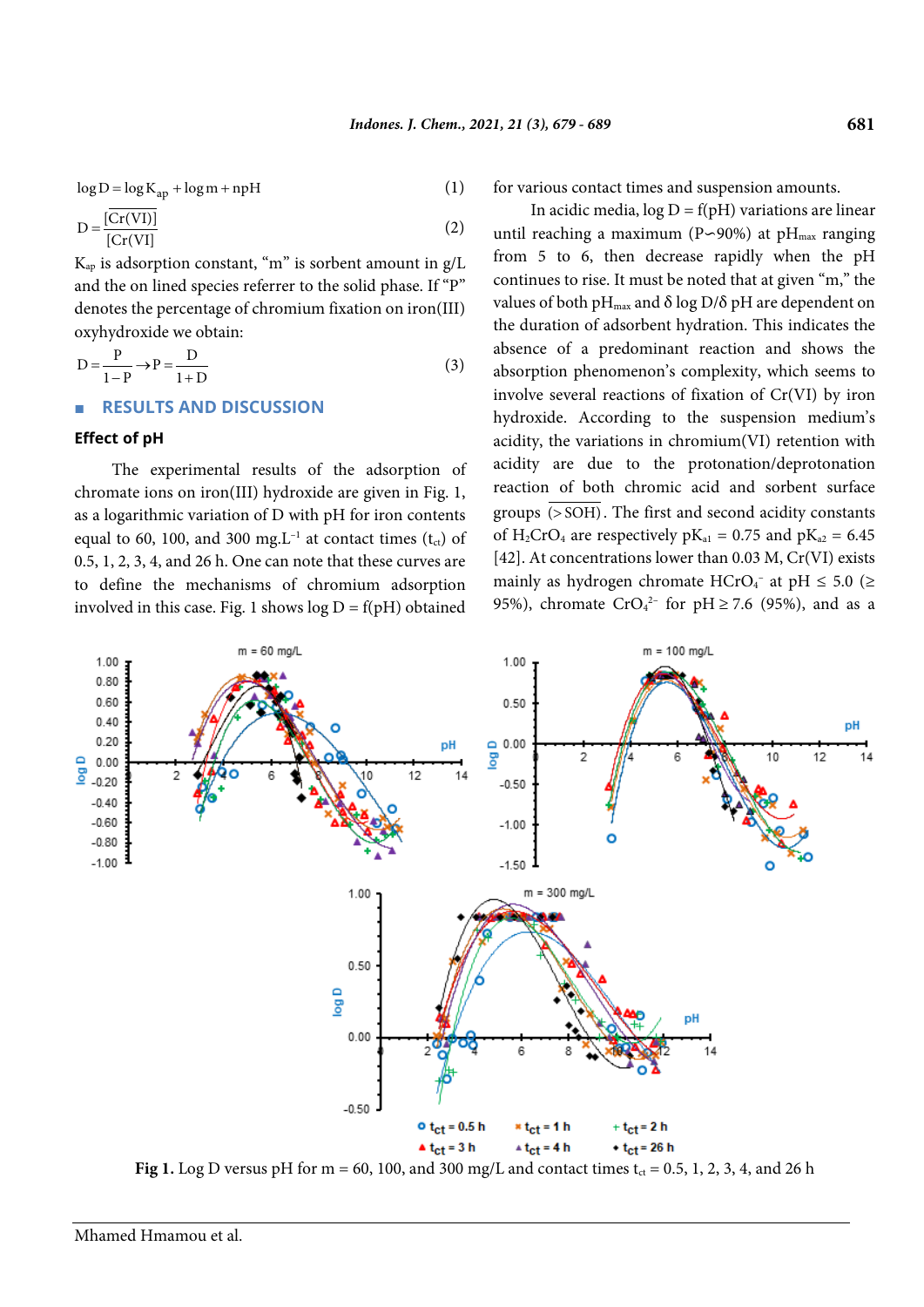$$\log D = \log K_{ap} + \log m + npH \quad (1)$$

$$D = \frac{\overline{[Cr(VI)]}}{[Cr(VI]} \quad (2)$$

$K_{ap}$ is adsorption constant, "m" is sorbent amount in g/L and the on lined species referrer to the solid phase. If "P" denotes the percentage of chromium fixation on iron(III) oxyhydroxide we obtain:

$$D = \frac{P}{1-P} \rightarrow P = \frac{D}{1+D} \quad (3)$$

## RESULTS AND DISCUSSION

### Effect of pH

The experimental results of the adsorption of chromate ions on iron(III) hydroxide are given in Fig. 1, as a logarithmic variation of D with pH for iron contents equal to 60, 100, and 300 mg.L$^{-1}$ at contact times ($t_{ct}$) of 0.5, 1, 2, 3, 4, and 26 h. One can note that these curves are to define the mechanisms of chromium adsorption involved in this case. Fig. 1 shows log D = f(pH) obtained for various contact times and suspension amounts.

In acidic media, log D = f(pH) variations are linear until reaching a maximum (P∽90%) at $pH_{max}$ ranging from 5 to 6, then decrease rapidly when the pH continues to rise. It must be noted that at given "m," the values of both $pH_{max}$ and δ log D/δ pH are dependent on the duration of adsorbent hydration. This indicates the absence of a predominant reaction and shows the absorption phenomenon's complexity, which seems to involve several reactions of fixation of Cr(VI) by iron hydroxide. According to the suspension medium's acidity, the variations in chromium(VI) retention with acidity are due to the protonation/deprotonation reaction of both chromic acid and sorbent surface groups $(\overline{>SOH})$. The first and second acidity constants of $H_2CrO_4$ are respectively $pK_{a1}$ = 0.75 and $pK_{a2}$ = 6.45 [42]. At concentrations lower than 0.03 M, Cr(VI) exists mainly as hydrogen chromate $HCrO_4^-$ at pH ≤ 5.0 (≥ 95%), chromate $CrO_4^{2-}$ for pH ≥ 7.6 (95%), and as a

**Fig 1.** Log D versus pH for m = 60, 100, and 300 mg/L and contact times $t_{ct}$ = 0.5, 1, 2, 3, 4, and 26 h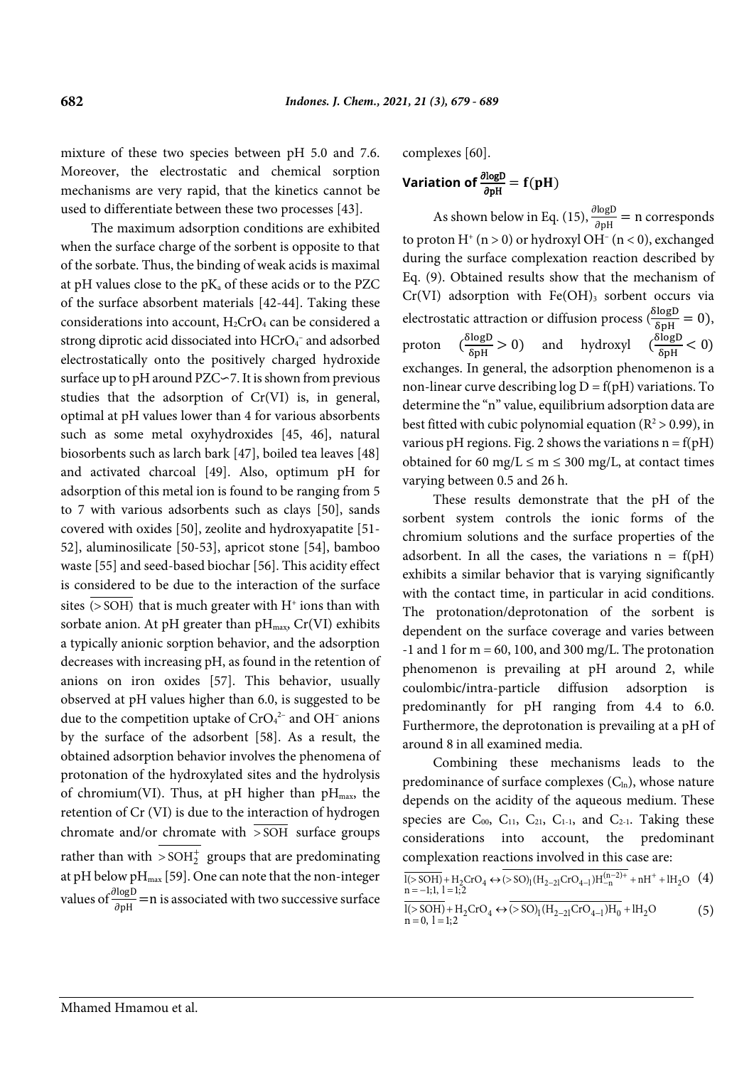mixture of these two species between pH 5.0 and 7.6. Moreover, the electrostatic and chemical sorption mechanisms are very rapid, that the kinetics cannot be used to differentiate between these two processes [43].

The maximum adsorption conditions are exhibited when the surface charge of the sorbent is opposite to that of the sorbate. Thus, the binding of weak acids is maximal at pH values close to the $pK_a$ of these acids or to the PZC of the surface absorbent materials [42-44]. Taking these considerations into account, $H_2CrO_4$ can be considered a strong diprotic acid dissociated into $HCrO_4^-$ and adsorbed electrostatically onto the positively charged hydroxide surface up to pH around PZC∽7. It is shown from previous studies that the adsorption of Cr(VI) is, in general, optimal at pH values lower than 4 for various absorbents such as some metal oxyhydroxides [45, 46], natural biosorbents such as larch bark [47], boiled tea leaves [48] and activated charcoal [49]. Also, optimum pH for adsorption of this metal ion is found to be ranging from 5 to 7 with various adsorbents such as clays [50], sands covered with oxides [50], zeolite and hydroxyapatite [51-52], aluminosilicate [50-53], apricot stone [54], bamboo waste [55] and seed-based biochar [56]. This acidity effect is considered to be due to the interaction of the surface sites $\overline{(>SOH)}$ that is much greater with $H^+$ ions than with sorbate anion. At pH greater than $pH_{max}$, Cr(VI) exhibits a typically anionic sorption behavior, and the adsorption decreases with increasing pH, as found in the retention of anions on iron oxides [57]. This behavior, usually observed at pH values higher than 6.0, is suggested to be due to the competition uptake of $CrO_4^{2-}$ and $OH^-$ anions by the surface of the adsorbent [58]. As a result, the obtained adsorption behavior involves the phenomena of protonation of the hydroxylated sites and the hydrolysis of chromium(VI). Thus, at pH higher than $pH_{max}$, the retention of Cr (VI) is due to the interaction of hydrogen chromate and/or chromate with $\overline{>SOH}$ surface groups rather than with $\overline{>SOH_2^+}$ groups that are predominating at pH below $pH_{max}$ [59]. One can note that the non-integer values of $\frac{\partial \log D}{\partial pH} = n$ is associated with two successive surface complexes [60].

## Variation of $\frac{\partial \log D}{\partial pH} = f(pH)$

As shown below in Eq. (15), $\frac{\partial \log D}{\partial pH} = n$ corresponds to proton $H^+$ (n > 0) or hydroxyl $OH^-$ (n < 0), exchanged during the surface complexation reaction described by Eq. (9). Obtained results show that the mechanism of Cr(VI) adsorption with $Fe(OH)_3$ sorbent occurs via electrostatic attraction or diffusion process ($\frac{\delta \log D}{\delta pH} = 0$), proton ($\frac{\delta \log D}{\delta pH} > 0$) and hydroxyl ($\frac{\delta \log D}{\delta pH} < 0$) exchanges. In general, the adsorption phenomenon is a non-linear curve describing log D = f(pH) variations. To determine the "n" value, equilibrium adsorption data are best fitted with cubic polynomial equation ($R^2 > 0.99$), in various pH regions. Fig. 2 shows the variations n = f(pH) obtained for 60 mg/L ≤ m ≤ 300 mg/L, at contact times varying between 0.5 and 26 h.

These results demonstrate that the pH of the sorbent system controls the ionic forms of the chromium solutions and the surface properties of the adsorbent. In all the cases, the variations n = f(pH) exhibits a similar behavior that is varying significantly with the contact time, in particular in acid conditions. The protonation/deprotonation of the sorbent is dependent on the surface coverage and varies between -1 and 1 for m = 60, 100, and 300 mg/L. The protonation phenomenon is prevailing at pH around 2, while coulombic/intra-particle diffusion adsorption is predominantly for pH ranging from 4.4 to 6.0. Furthermore, the deprotonation is prevailing at a pH of around 8 in all examined media.

Combining these mechanisms leads to the predominance of surface complexes ($C_{ln}$), whose nature depends on the acidity of the aqueous medium. These species are $C_{00}$, $C_{11}$, $C_{21}$, $C_{1-1}$, and $C_{2-1}$. Taking these considerations into account, the predominant complexation reactions involved in this case are:

$$\overline{l(>SOH)} + H_2CrO_4 \leftrightarrow \overline{(>SO)_l(H_{2-2l}CrO_{4-l})H_{-n}^{(n-2)+}} + nH^+ + lH_2O \quad (4)$$
$$n = -1;1,\ l = 1;2$$

$$\overline{l(>SOH)} + H_2CrO_4 \leftrightarrow \overline{(>SO)_l(H_{2-2l}CrO_{4-l})H_0} + lH_2O \quad (5)$$
$$n = 0,\ l = 1;2$$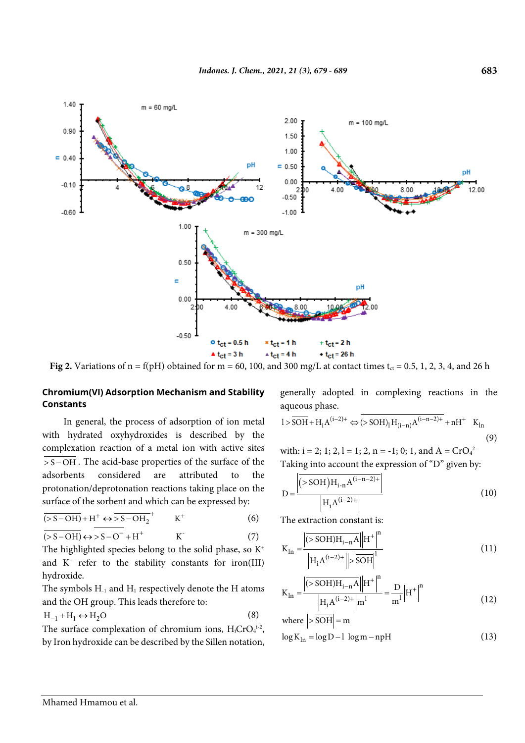Fig 2. Variations of n = f(pH) obtained for m = 60, 100, and 300 mg/L at contact times $t_{ct}$ = 0.5, 1, 2, 3, 4, and 26 h

## Chromium(VI) Adsorption Mechanism and Stability Constants

In general, the process of adsorption of ion metal with hydrated oxyhydroxides is described by the complexation reaction of a metal ion with active sites $\overline{>S-OH}$. The acid-base properties of the surface of the adsorbents considered are attributed to the protonation/deprotonation reactions taking place on the surface of the sorbent and which can be expressed by:

$$\overline{(>S-OH)}+H^{+} \leftrightarrow \overline{>S-OH_2}^{+} \qquad K^{+} \qquad (6)$$

$$\overline{(>S-OH)} \leftrightarrow \overline{>S-O^{-}}+H^{+} \qquad K^{-} \qquad (7)$$

The highlighted species belong to the solid phase, so $K^{+}$ and $K^{-}$ refer to the stability constants for iron(III) hydroxide.

The symbols $H_{-1}$ and $H_1$ respectively denote the H atoms and the OH group. This leads therefore to:

$$H_{-1}+H_1 \leftrightarrow H_2O \qquad (8)$$

The surface complexation of chromium ions, $H_iCrO_4^{i-2}$, by Iron hydroxide can be described by the Sillen notation, generally adopted in complexing reactions in the aqueous phase.

$$l>\overline{SOH}+H_iA^{(i-2)+} \Leftrightarrow \overline{(>SOH)_l H_{(i-n)} A^{(i-n-2)+}}+nH^{+} \quad K_{ln} \qquad (9)$$

with: i = 2; 1; 2, l = 1; 2, n = -1; 0; 1, and A = $CrO_4^{2-}$

Taking into account the expression of "D" given by:

$$D=\frac{\left|\overline{(>SOH)H_{i-n}A^{(i-n-2)+}}\right|}{\left|H_iA^{(i-2)+}\right|} \qquad (10)$$

The extraction constant is:

$$K_{ln}=\frac{\left|\overline{(>SOH)H_{i-n}A}\right|\left|H^{+}\right|^{n}}{\left|H_iA^{(i-2)+}\right|\left|\overline{>SOH}\right|^{l}} \qquad (11)$$

$$K_{ln}=\frac{\left|\overline{(>SOH)H_{i-n}A}\right|\left|H^{+}\right|^{n}}{\left|H_iA^{(i-2)+}\right|\left|m^{l}\right|}=\frac{D}{m^{l}}\left|H^{+}\right|^{n} \qquad (12)$$

where $\left|>\overline{SOH}\right|=m$

$$\log K_{ln}=\log D-l\,\log m-npH \qquad (13)$$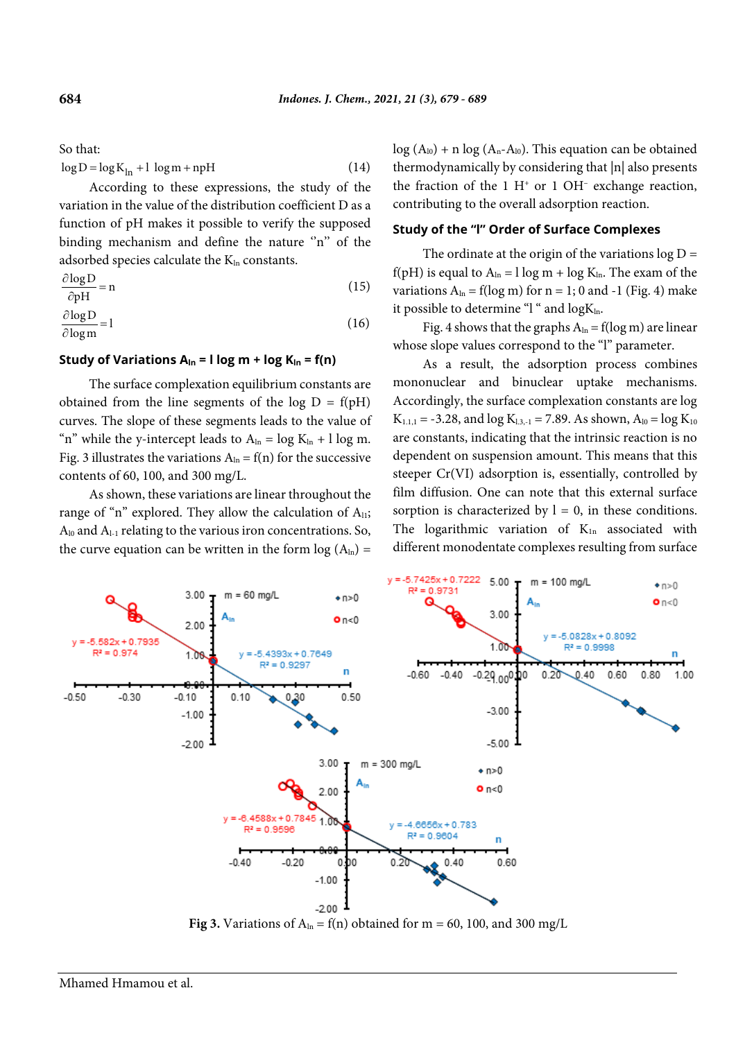So that:

$$\log D = \log K_{ln} + l \log m + npH \quad (14)$$

According to these expressions, the study of the variation in the value of the distribution coefficient D as a function of pH makes it possible to verify the supposed binding mechanism and define the nature "n" of the adsorbed species calculate the $K_{ln}$ constants.

$$\frac{\partial \log D}{\partial pH} = n \quad (15)$$

$$\frac{\partial \log D}{\partial \log m} = l \quad (16)$$

### Study of Variations $A_{ln} = l \log m + \log K_{ln} = f(n)$

The surface complexation equilibrium constants are obtained from the line segments of the log D = f(pH) curves. The slope of these segments leads to the value of "n" while the y-intercept leads to $A_{ln} = \log K_{ln} + l \log m$. Fig. 3 illustrates the variations $A_{ln} = f(n)$ for the successive contents of 60, 100, and 300 mg/L.

As shown, these variations are linear throughout the range of "n" explored. They allow the calculation of $A_{l1}$; $A_{l0}$ and $A_{l-1}$ relating to the various iron concentrations. So, the curve equation can be written in the form $\log(A_{ln}) = \log(A_{l0}) + n \log(A_n - A_{l0})$. This equation can be obtained thermodynamically by considering that |n| also presents the fraction of the 1 $H^+$ or 1 $OH^-$ exchange reaction, contributing to the overall adsorption reaction.

### Study of the "l" Order of Surface Complexes

The ordinate at the origin of the variations log D = f(pH) is equal to $A_{ln} = l \log m + \log K_{ln}$. The exam of the variations $A_{ln} = f(\log m)$ for n = 1; 0 and -1 (Fig. 4) make it possible to determine "l" and $\log K_{ln}$.

Fig. 4 shows that the graphs $A_{ln} = f(\log m)$ are linear whose slope values correspond to the "l" parameter.

As a result, the adsorption process combines mononuclear and binuclear uptake mechanisms. Accordingly, the surface complexation constants are $\log K_{1,1,1} = -3.28$, and $\log K_{1,3,-1} = 7.89$. As shown, $A_{l0} = \log K_{10}$ are constants, indicating that the intrinsic reaction is no dependent on suspension amount. This means that this steeper Cr(VI) adsorption is, essentially, controlled by film diffusion. One can note that this external surface sorption is characterized by l = 0, in these conditions. The logarithmic variation of $K_{ln}$ associated with different monodentate complexes resulting from surface

Fig 3. Variations of $A_{ln} = f(n)$ obtained for m = 60, 100, and 300 mg/L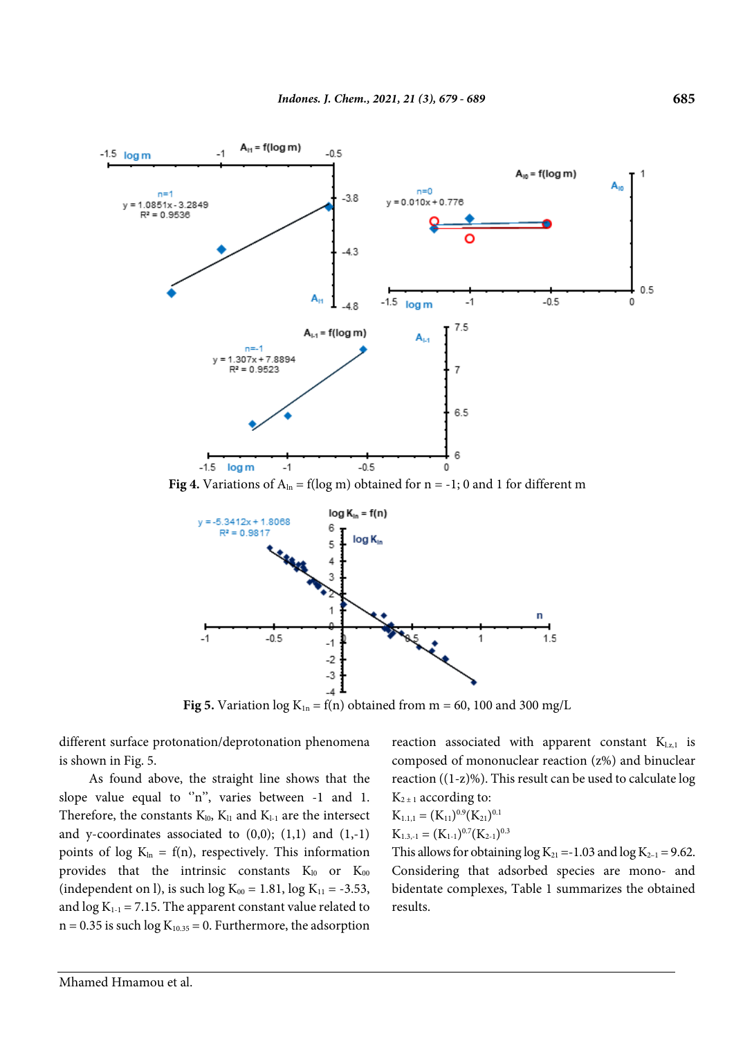Fig 4. Variations of $A_{ln} = f(\log m)$ obtained for n = -1; 0 and 1 for different m

Fig 5. Variation $\log K_{1n} = f(n)$ obtained from m = 60, 100 and 300 mg/L

different surface protonation/deprotonation phenomena is shown in Fig. 5.

As found above, the straight line shows that the slope value equal to "n", varies between -1 and 1. Therefore, the constants $K_{l0}$, $K_{l1}$ and $K_{l-1}$ are the intersect and y-coordinates associated to (0,0); (1,1) and (1,-1) points of $\log K_{ln} = f(n)$, respectively. This information provides that the intrinsic constants $K_{l0}$ or $K_{00}$ (independent on l), is such $\log K_{00} = 1.81$, $\log K_{11} = -3.53$, and $\log K_{1-1} = 7.15$. The apparent constant value related to n = 0.35 is such $\log K_{10.35} = 0$. Furthermore, the adsorption reaction associated with apparent constant $K_{1,z,1}$ is composed of mononuclear reaction (z%) and binuclear reaction ((1-z)%). This result can be used to calculate $\log K_{2\pm1}$ according to:

$K_{1.1,1} = (K_{11})^{0.9}(K_{21})^{0.1}$

$K_{1.3,-1} = (K_{1-1})^{0.7}(K_{2-1})^{0.3}$

This allows for obtaining $\log K_{21} = -1.03$ and $\log K_{2-1} = 9.62$. Considering that adsorbed species are mono- and bidentate complexes, Table 1 summarizes the obtained results.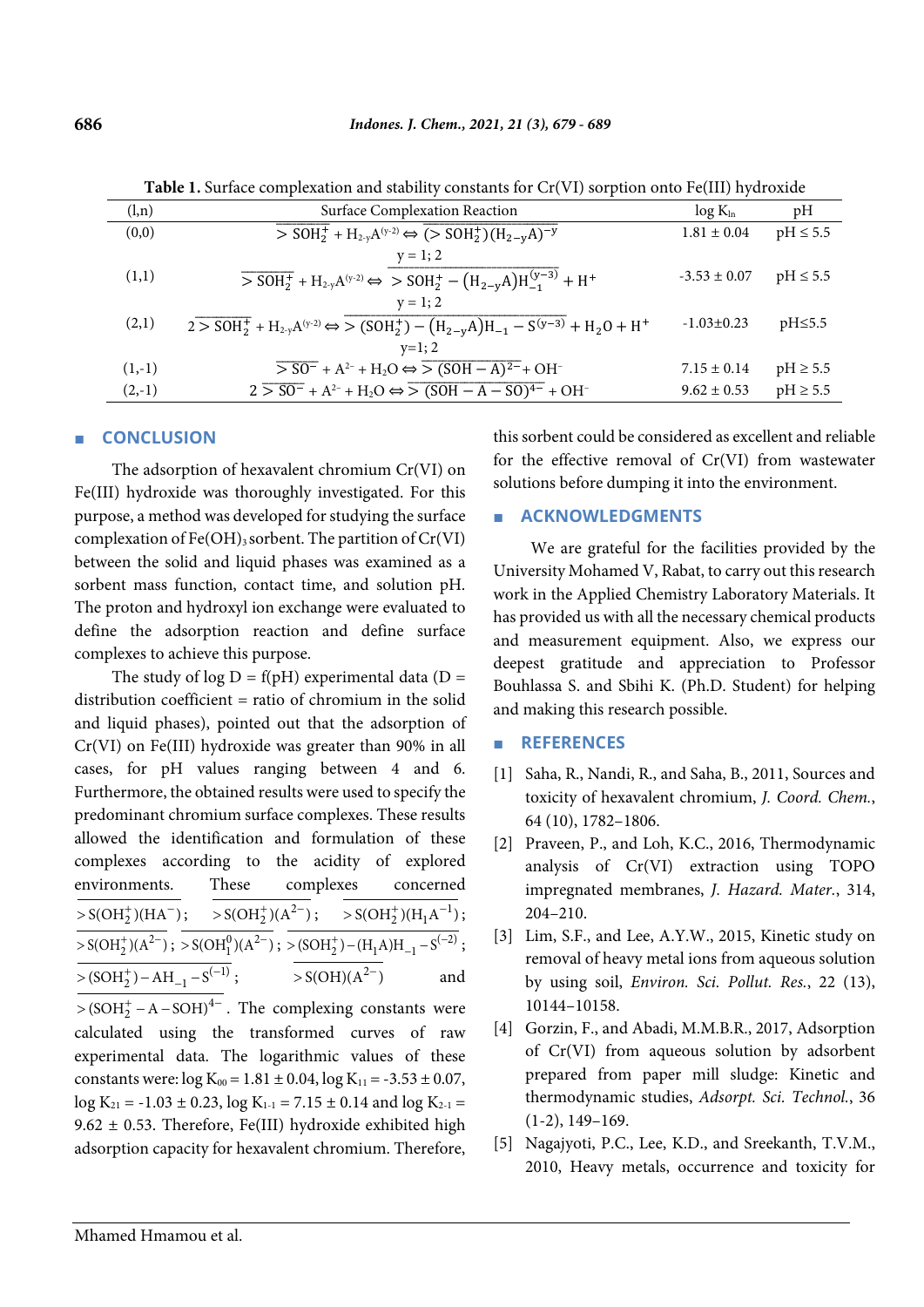**Table 1.** Surface complexation and stability constants for Cr(VI) sorption onto Fe(III) hydroxide

| (l,n) | Surface Complexation Reaction | log $K_{ln}$ | pH |
|---|---|---|---|
| (0,0) | $\overline{>SOH_2^+} + H_{2-y}A^{(y-2)} \Leftrightarrow \overline{(>SOH_2^+)(H_{2-y}A)^{-y}}$ <br> y = 1; 2 | 1.81 ± 0.04 | pH ≤ 5.5 |
| (1,1) | $\overline{>SOH_2^+} + H_{2-y}A^{(y-2)} \Leftrightarrow \overline{>SOH_2^+ - (H_{2-y}A)H_{-1}^{(y-3)}} + H^+$ <br> y = 1; 2 | -3.53 ± 0.07 | pH ≤ 5.5 |
| (2,1) | $2\overline{>SOH_2^+} + H_{2-y}A^{(y-2)} \Leftrightarrow \overline{>(SOH_2^+) - (H_{2-y}A)H_{-1} - S^{(y-3)}} + H_2O + H^+$ <br> y=1; 2 | -1.03±0.23 | pH≤5.5 |
| (1,-1) | $\overline{>SO^-} + A^{2-} + H_2O \Leftrightarrow \overline{>(SOH-A)^{2-}} + OH^-$ | 7.15 ± 0.14 | pH ≥ 5.5 |
| (2,-1) | $2\overline{>SO^-} + A^{2-} + H_2O \Leftrightarrow \overline{>(SOH-A-SO)^{4-}} + OH^-$ | 9.62 ± 0.53 | pH ≥ 5.5 |

## CONCLUSION

The adsorption of hexavalent chromium Cr(VI) on Fe(III) hydroxide was thoroughly investigated. For this purpose, a method was developed for studying the surface complexation of $Fe(OH)_3$ sorbent. The partition of Cr(VI) between the solid and liquid phases was examined as a sorbent mass function, contact time, and solution pH. The proton and hydroxyl ion exchange were evaluated to define the adsorption reaction and define surface complexes to achieve this purpose.

The study of log D = f(pH) experimental data (D = distribution coefficient = ratio of chromium in the solid and liquid phases), pointed out that the adsorption of Cr(VI) on Fe(III) hydroxide was greater than 90% in all cases, for pH values ranging between 4 and 6. Furthermore, the obtained results were used to specify the predominant chromium surface complexes. These results allowed the identification and formulation of these complexes according to the acidity of explored environments. These complexes concerned $\overline{>S(OH_2^+)(HA^-)}$; $\overline{>S(OH_2^+)(A^{2-})}$; $\overline{>S(OH_2^+)(H_1A^{-1})}$; $\overline{>S(OH_2^+)(A^{2-})}$; $\overline{>S(OH_1^0)(A^{2-})}$; $\overline{>(SOH_2^+)-(H_1A)H_{-1}-S^{(-2)}}$; $\overline{>(SOH_2^+)-AH_{-1}-S^{(-1)}}$; $\overline{>S(OH)(A^{2-})}$ and $\overline{>(SOH_2^- - A - SOH)^{4-}}$. The complexing constants were calculated using the transformed curves of raw experimental data. The logarithmic values of these constants were: log $K_{00}$ = 1.81 ± 0.04, log $K_{11}$ = -3.53 ± 0.07, log $K_{21}$ = -1.03 ± 0.23, log $K_{1\text{-}1}$ = 7.15 ± 0.14 and log $K_{2\text{-}1}$ = 9.62 ± 0.53. Therefore, Fe(III) hydroxide exhibited high adsorption capacity for hexavalent chromium. Therefore, this sorbent could be considered as excellent and reliable for the effective removal of Cr(VI) from wastewater solutions before dumping it into the environment.

## ACKNOWLEDGMENTS

We are grateful for the facilities provided by the University Mohamed V, Rabat, to carry out this research work in the Applied Chemistry Laboratory Materials. It has provided us with all the necessary chemical products and measurement equipment. Also, we express our deepest gratitude and appreciation to Professor Bouhlassa S. and Sbihi K. (Ph.D. Student) for helping and making this research possible.

## REFERENCES

[1] Saha, R., Nandi, R., and Saha, B., 2011, Sources and toxicity of hexavalent chromium, *J. Coord. Chem.*, 64 (10), 1782–1806.

[2] Praveen, P., and Loh, K.C., 2016, Thermodynamic analysis of Cr(VI) extraction using TOPO impregnated membranes, *J. Hazard. Mater.*, 314, 204–210.

[3] Lim, S.F., and Lee, A.Y.W., 2015, Kinetic study on removal of heavy metal ions from aqueous solution by using soil, *Environ. Sci. Pollut. Res.*, 22 (13), 10144–10158.

[4] Gorzin, F., and Abadi, M.M.B.R., 2017, Adsorption of Cr(VI) from aqueous solution by adsorbent prepared from paper mill sludge: Kinetic and thermodynamic studies, *Adsorpt. Sci. Technol.*, 36 (1-2), 149–169.

[5] Nagajyoti, P.C., Lee, K.D., and Sreekanth, T.V.M., 2010, Heavy metals, occurrence and toxicity for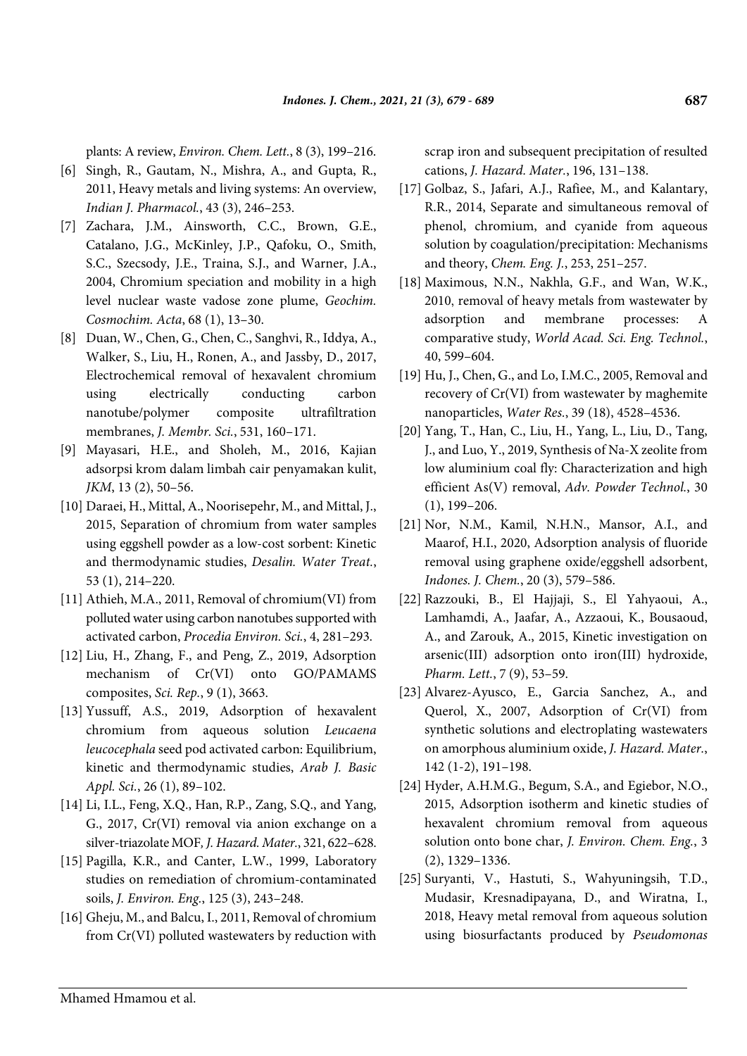plants: A review, *Environ. Chem. Lett.*, 8 (3), 199–216.

[6] Singh, R., Gautam, N., Mishra, A., and Gupta, R., 2011, Heavy metals and living systems: An overview, *Indian J. Pharmacol.*, 43 (3), 246–253.

[7] Zachara, J.M., Ainsworth, C.C., Brown, G.E., Catalano, J.G., McKinley, J.P., Qafoku, O., Smith, S.C., Szecsody, J.E., Traina, S.J., and Warner, J.A., 2004, Chromium speciation and mobility in a high level nuclear waste vadose zone plume, *Geochim. Cosmochim. Acta*, 68 (1), 13–30.

[8] Duan, W., Chen, G., Chen, C., Sanghvi, R., Iddya, A., Walker, S., Liu, H., Ronen, A., and Jassby, D., 2017, Electrochemical removal of hexavalent chromium using electrically conducting carbon nanotube/polymer composite ultrafiltration membranes, *J. Membr. Sci.*, 531, 160–171.

[9] Mayasari, H.E., and Sholeh, M., 2016, Kajian adsorpsi krom dalam limbah cair penyamakan kulit, *JKM*, 13 (2), 50–56.

[10] Daraei, H., Mittal, A., Noorisepehr, M., and Mittal, J., 2015, Separation of chromium from water samples using eggshell powder as a low-cost sorbent: Kinetic and thermodynamic studies, *Desalin. Water Treat.*, 53 (1), 214–220.

[11] Athieh, M.A., 2011, Removal of chromium(VI) from polluted water using carbon nanotubes supported with activated carbon, *Procedia Environ. Sci.*, 4, 281–293.

[12] Liu, H., Zhang, F., and Peng, Z., 2019, Adsorption mechanism of Cr(VI) onto GO/PAMAMS composites, *Sci. Rep.*, 9 (1), 3663.

[13] Yussuff, A.S., 2019, Adsorption of hexavalent chromium from aqueous solution *Leucaena leucocephala* seed pod activated carbon: Equilibrium, kinetic and thermodynamic studies, *Arab J. Basic Appl. Sci.*, 26 (1), 89–102.

[14] Li, I.L., Feng, X.Q., Han, R.P., Zang, S.Q., and Yang, G., 2017, Cr(VI) removal via anion exchange on a silver-triazolate MOF, *J. Hazard. Mater.*, 321, 622–628.

[15] Pagilla, K.R., and Canter, L.W., 1999, Laboratory studies on remediation of chromium-contaminated soils, *J. Environ. Eng.*, 125 (3), 243–248.

[16] Gheju, M., and Balcu, I., 2011, Removal of chromium from Cr(VI) polluted wastewaters by reduction with scrap iron and subsequent precipitation of resulted cations, *J. Hazard. Mater.*, 196, 131–138.

[17] Golbaz, S., Jafari, A.J., Rafiee, M., and Kalantary, R.R., 2014, Separate and simultaneous removal of phenol, chromium, and cyanide from aqueous solution by coagulation/precipitation: Mechanisms and theory, *Chem. Eng. J.*, 253, 251–257.

[18] Maximous, N.N., Nakhla, G.F., and Wan, W.K., 2010, removal of heavy metals from wastewater by adsorption and membrane processes: A comparative study, *World Acad. Sci. Eng. Technol.*, 40, 599–604.

[19] Hu, J., Chen, G., and Lo, I.M.C., 2005, Removal and recovery of Cr(VI) from wastewater by maghemite nanoparticles, *Water Res.*, 39 (18), 4528–4536.

[20] Yang, T., Han, C., Liu, H., Yang, L., Liu, D., Tang, J., and Luo, Y., 2019, Synthesis of Na-X zeolite from low aluminium coal fly: Characterization and high efficient As(V) removal, *Adv. Powder Technol.*, 30 (1), 199–206.

[21] Nor, N.M., Kamil, N.H.N., Mansor, A.I., and Maarof, H.I., 2020, Adsorption analysis of fluoride removal using graphene oxide/eggshell adsorbent, *Indones. J. Chem.*, 20 (3), 579–586.

[22] Razzouki, B., El Hajjaji, S., El Yahyaoui, A., Lamhamdi, A., Jaafar, A., Azzaoui, K., Bousaoud, A., and Zarouk, A., 2015, Kinetic investigation on arsenic(III) adsorption onto iron(III) hydroxide, *Pharm. Lett.*, 7 (9), 53–59.

[23] Alvarez-Ayusco, E., Garcia Sanchez, A., and Querol, X., 2007, Adsorption of Cr(VI) from synthetic solutions and electroplating wastewaters on amorphous aluminium oxide, *J. Hazard. Mater.*, 142 (1-2), 191–198.

[24] Hyder, A.H.M.G., Begum, S.A., and Egiebor, N.O., 2015, Adsorption isotherm and kinetic studies of hexavalent chromium removal from aqueous solution onto bone char, *J. Environ. Chem. Eng.*, 3 (2), 1329–1336.

[25] Suryanti, V., Hastuti, S., Wahyuningsih, T.D., Mudasir, Kresnadipayana, D., and Wiratna, I., 2018, Heavy metal removal from aqueous solution using biosurfactants produced by *Pseudomonas*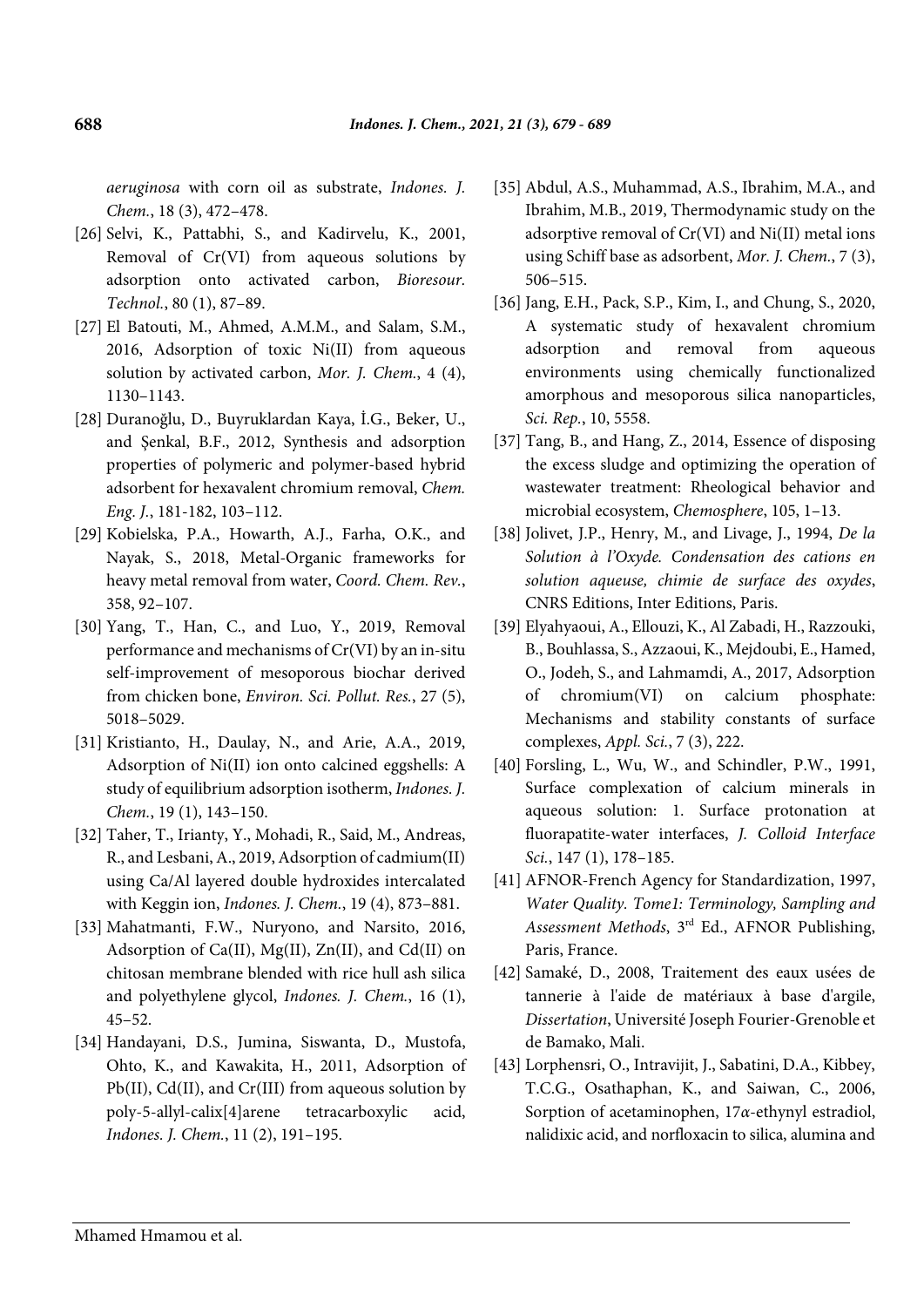*aeruginosa* with corn oil as substrate, *Indones. J. Chem.*, 18 (3), 472–478.

[26] Selvi, K., Pattabhi, S., and Kadirvelu, K., 2001, Removal of Cr(VI) from aqueous solutions by adsorption onto activated carbon, *Bioresour. Technol.*, 80 (1), 87–89.

[27] El Batouti, M., Ahmed, A.M.M., and Salam, S.M., 2016, Adsorption of toxic Ni(II) from aqueous solution by activated carbon, *Mor. J. Chem.*, 4 (4), 1130–1143.

[28] Duranoğlu, D., Buyruklardan Kaya, İ.G., Beker, U., and Şenkal, B.F., 2012, Synthesis and adsorption properties of polymeric and polymer-based hybrid adsorbent for hexavalent chromium removal, *Chem. Eng. J.*, 181-182, 103–112.

[29] Kobielska, P.A., Howarth, A.J., Farha, O.K., and Nayak, S., 2018, Metal-Organic frameworks for heavy metal removal from water, *Coord. Chem. Rev.*, 358, 92–107.

[30] Yang, T., Han, C., and Luo, Y., 2019, Removal performance and mechanisms of Cr(VI) by an in-situ self-improvement of mesoporous biochar derived from chicken bone, *Environ. Sci. Pollut. Res.*, 27 (5), 5018–5029.

[31] Kristianto, H., Daulay, N., and Arie, A.A., 2019, Adsorption of Ni(II) ion onto calcined eggshells: A study of equilibrium adsorption isotherm, *Indones. J. Chem.*, 19 (1), 143–150.

[32] Taher, T., Irianty, Y., Mohadi, R., Said, M., Andreas, R., and Lesbani, A., 2019, Adsorption of cadmium(II) using Ca/Al layered double hydroxides intercalated with Keggin ion, *Indones. J. Chem.*, 19 (4), 873–881.

[33] Mahatmanti, F.W., Nuryono, and Narsito, 2016, Adsorption of Ca(II), Mg(II), Zn(II), and Cd(II) on chitosan membrane blended with rice hull ash silica and polyethylene glycol, *Indones. J. Chem.*, 16 (1), 45–52.

[34] Handayani, D.S., Jumina, Siswanta, D., Mustofa, Ohto, K., and Kawakita, H., 2011, Adsorption of Pb(II), Cd(II), and Cr(III) from aqueous solution by poly-5-allyl-calix[4]arene tetracarboxylic acid, *Indones. J. Chem.*, 11 (2), 191–195.

[35] Abdul, A.S., Muhammad, A.S., Ibrahim, M.A., and Ibrahim, M.B., 2019, Thermodynamic study on the adsorptive removal of Cr(VI) and Ni(II) metal ions using Schiff base as adsorbent, *Mor. J. Chem.*, 7 (3), 506–515.

[36] Jang, E.H., Pack, S.P., Kim, I., and Chung, S., 2020, A systematic study of hexavalent chromium adsorption and removal from aqueous environments using chemically functionalized amorphous and mesoporous silica nanoparticles, *Sci. Rep.*, 10, 5558.

[37] Tang, B., and Hang, Z., 2014, Essence of disposing the excess sludge and optimizing the operation of wastewater treatment: Rheological behavior and microbial ecosystem, *Chemosphere*, 105, 1–13.

[38] Jolivet, J.P., Henry, M., and Livage, J., 1994, *De la Solution à l'Oxyde. Condensation des cations en solution aqueuse, chimie de surface des oxydes*, CNRS Editions, Inter Editions, Paris.

[39] Elyahyaoui, A., Ellouzi, K., Al Zabadi, H., Razzouki, B., Bouhlassa, S., Azzaoui, K., Mejdoubi, E., Hamed, O., Jodeh, S., and Lahmamdi, A., 2017, Adsorption of chromium(VI) on calcium phosphate: Mechanisms and stability constants of surface complexes, *Appl. Sci.*, 7 (3), 222.

[40] Forsling, L., Wu, W., and Schindler, P.W., 1991, Surface complexation of calcium minerals in aqueous solution: 1. Surface protonation at fluorapatite-water interfaces, *J. Colloid Interface Sci.*, 147 (1), 178–185.

[41] AFNOR-French Agency for Standardization, 1997, *Water Quality. Tome1: Terminology, Sampling and Assessment Methods*, 3rd Ed., AFNOR Publishing, Paris, France.

[42] Samaké, D., 2008, Traitement des eaux usées de tannerie à l'aide de matériaux à base d'argile, *Dissertation*, Université Joseph Fourier-Grenoble et de Bamako, Mali.

[43] Lorphensri, O., Intravijit, J., Sabatini, D.A., Kibbey, T.C.G., Osathaphan, K., and Saiwan, C., 2006, Sorption of acetaminophen, 17$\alpha$-ethynyl estradiol, nalidixic acid, and norfloxacin to silica, alumina and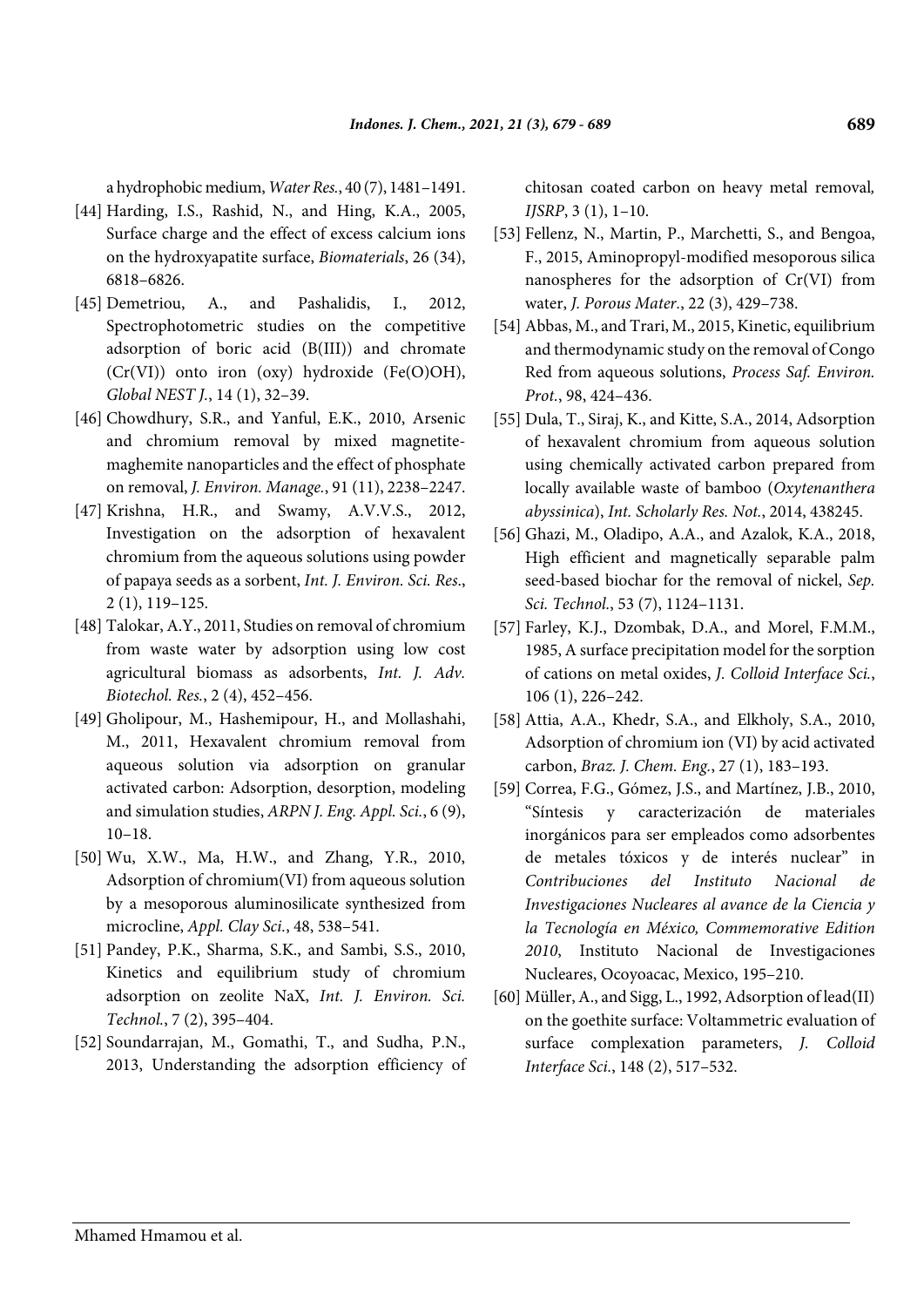a hydrophobic medium, *Water Res.*, 40 (7), 1481–1491.

[44] Harding, I.S., Rashid, N., and Hing, K.A., 2005, Surface charge and the effect of excess calcium ions on the hydroxyapatite surface, *Biomaterials*, 26 (34), 6818–6826.

[45] Demetriou, A., and Pashalidis, I., 2012, Spectrophotometric studies on the competitive adsorption of boric acid (B(III)) and chromate (Cr(VI)) onto iron (oxy) hydroxide (Fe(O)OH), *Global NEST J.*, 14 (1), 32–39.

[46] Chowdhury, S.R., and Yanful, E.K., 2010, Arsenic and chromium removal by mixed magnetite-maghemite nanoparticles and the effect of phosphate on removal, *J. Environ. Manage.*, 91 (11), 2238–2247.

[47] Krishna, H.R., and Swamy, A.V.V.S., 2012, Investigation on the adsorption of hexavalent chromium from the aqueous solutions using powder of papaya seeds as a sorbent, *Int. J. Environ. Sci. Res.*, 2 (1), 119–125.

[48] Talokar, A.Y., 2011, Studies on removal of chromium from waste water by adsorption using low cost agricultural biomass as adsorbents, *Int. J. Adv. Biotechol. Res.*, 2 (4), 452–456.

[49] Gholipour, M., Hashemipour, H., and Mollashahi, M., 2011, Hexavalent chromium removal from aqueous solution via adsorption on granular activated carbon: Adsorption, desorption, modeling and simulation studies, *ARPN J. Eng. Appl. Sci.*, 6 (9), 10–18.

[50] Wu, X.W., Ma, H.W., and Zhang, Y.R., 2010, Adsorption of chromium(VI) from aqueous solution by a mesoporous aluminosilicate synthesized from microcline, *Appl. Clay Sci.*, 48, 538–541.

[51] Pandey, P.K., Sharma, S.K., and Sambi, S.S., 2010, Kinetics and equilibrium study of chromium adsorption on zeolite NaX, *Int. J. Environ. Sci. Technol.*, 7 (2), 395–404.

[52] Soundarrajan, M., Gomathi, T., and Sudha, P.N., 2013, Understanding the adsorption efficiency of chitosan coated carbon on heavy metal removal*, IJSRP*, 3 (1), 1–10.

[53] Fellenz, N., Martin, P., Marchetti, S., and Bengoa, F., 2015, Aminopropyl-modified mesoporous silica nanospheres for the adsorption of Cr(VI) from water, *J. Porous Mater.*, 22 (3), 429–738.

[54] Abbas, M., and Trari, M., 2015, Kinetic, equilibrium and thermodynamic study on the removal of Congo Red from aqueous solutions, *Process Saf. Environ. Prot.*, 98, 424–436.

[55] Dula, T., Siraj, K., and Kitte, S.A., 2014, Adsorption of hexavalent chromium from aqueous solution using chemically activated carbon prepared from locally available waste of bamboo (*Oxytenanthera abyssinica*), *Int. Scholarly Res. Not.*, 2014, 438245.

[56] Ghazi, M., Oladipo, A.A., and Azalok, K.A., 2018, High efficient and magnetically separable palm seed-based biochar for the removal of nickel, *Sep. Sci. Technol.*, 53 (7), 1124–1131.

[57] Farley, K.J., Dzombak, D.A., and Morel, F.M.M., 1985, A surface precipitation model for the sorption of cations on metal oxides, *J. Colloid Interface Sci.*, 106 (1), 226–242.

[58] Attia, A.A., Khedr, S.A., and Elkholy, S.A., 2010, Adsorption of chromium ion (VI) by acid activated carbon, *Braz. J. Chem. Eng.*, 27 (1), 183–193.

[59] Correa, F.G., Gómez, J.S., and Martínez, J.B., 2010, "Síntesis y caracterización de materiales inorgánicos para ser empleados como adsorbentes de metales tóxicos y de interés nuclear" in *Contribuciones del Instituto Nacional de Investigaciones Nucleares al avance de la Ciencia y la Tecnología en México, Commemorative Edition 2010*, Instituto Nacional de Investigaciones Nucleares, Ocoyoacac, Mexico, 195–210.

[60] Müller, A., and Sigg, L., 1992, Adsorption of lead(II) on the goethite surface: Voltammetric evaluation of surface complexation parameters, *J. Colloid Interface Sci.*, 148 (2), 517–532.